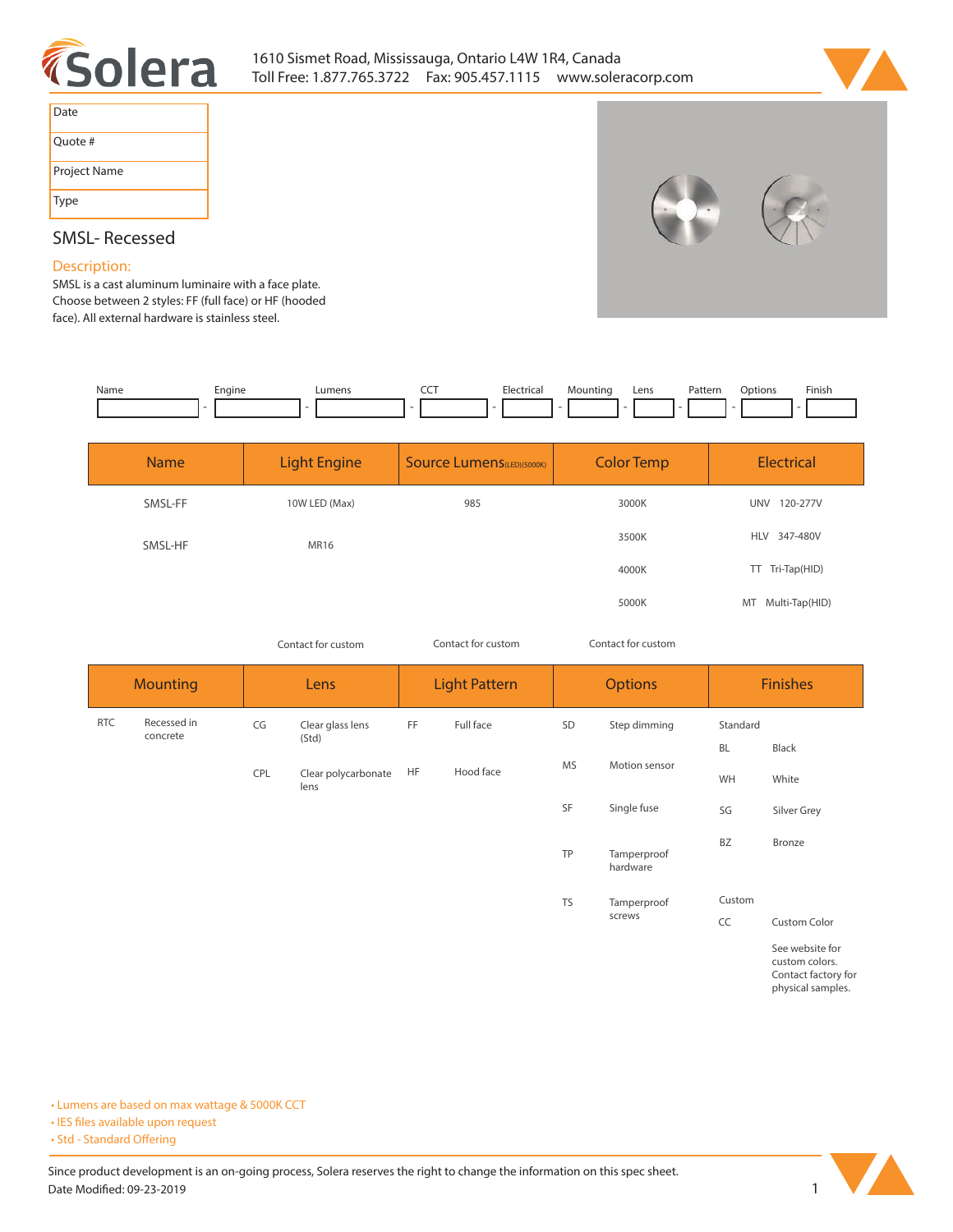1610 Sismet Road, Mississauga, Ontario L4W 1R4, Canada
Toll Free: 1.877.765.3722 Fax: 905.457.1115 www.soleracorp.com

| Date |
|---|
| Quote # |
| Project Name |
| Type |

## SMSL- Recessed

**Description:**

SMSL is a cast aluminum luminaire with a face plate. Choose between 2 styles: FF (full face) or HF (hooded face). All external hardware is stainless steel.

| Name | Engine | Lumens | CCT | Electrical | Mounting | Lens | Pattern | Options | Finish |
|---|---|---|---|---|---|---|---|---|---|
| | | | | | | | | | |

| Name | Light Engine | Source Lumens(LED)(5000K) | Color Temp | Electrical |
|---|---|---|---|---|
| SMSL-FF | 10W LED (Max) | 985 | 3000K | UNV 120-277V |
| SMSL-HF | MR16 | | 3500K | HLV 347-480V |
| | | | 4000K | TT Tri-Tap(HID) |
| | | | 5000K | MT Multi-Tap(HID) |
| | Contact for custom | Contact for custom | Contact for custom | |

| Mounting | | Lens | | Light Pattern | | Options | | Finishes | |
|---|---|---|---|---|---|---|---|---|---|
| RTC | Recessed in concrete | CG | Clear glass lens (Std) | FF | Full face | SD | Step dimming | Standard | |
| | | CPL | Clear polycarbonate lens | HF | Hood face | MS | Motion sensor | BL | Black |
| | | | | | | SF | Single fuse | WH | White |
| | | | | | | TP | Tamperproof hardware | SG | Silver Grey |
| | | | | | | TS | Tamperproof screws | BZ | Bronze |
| | | | | | | | | Custom | |
| | | | | | | | | CC | Custom Color |
| | | | | | | | | | See website for custom colors. Contact factory for physical samples. |

- Lumens are based on max wattage & 5000K CCT
- IES files available upon request
- Std - Standard Offering

Since product development is an on-going process, Solera reserves the right to change the information on this spec sheet.
Date Modified: 09-23-2019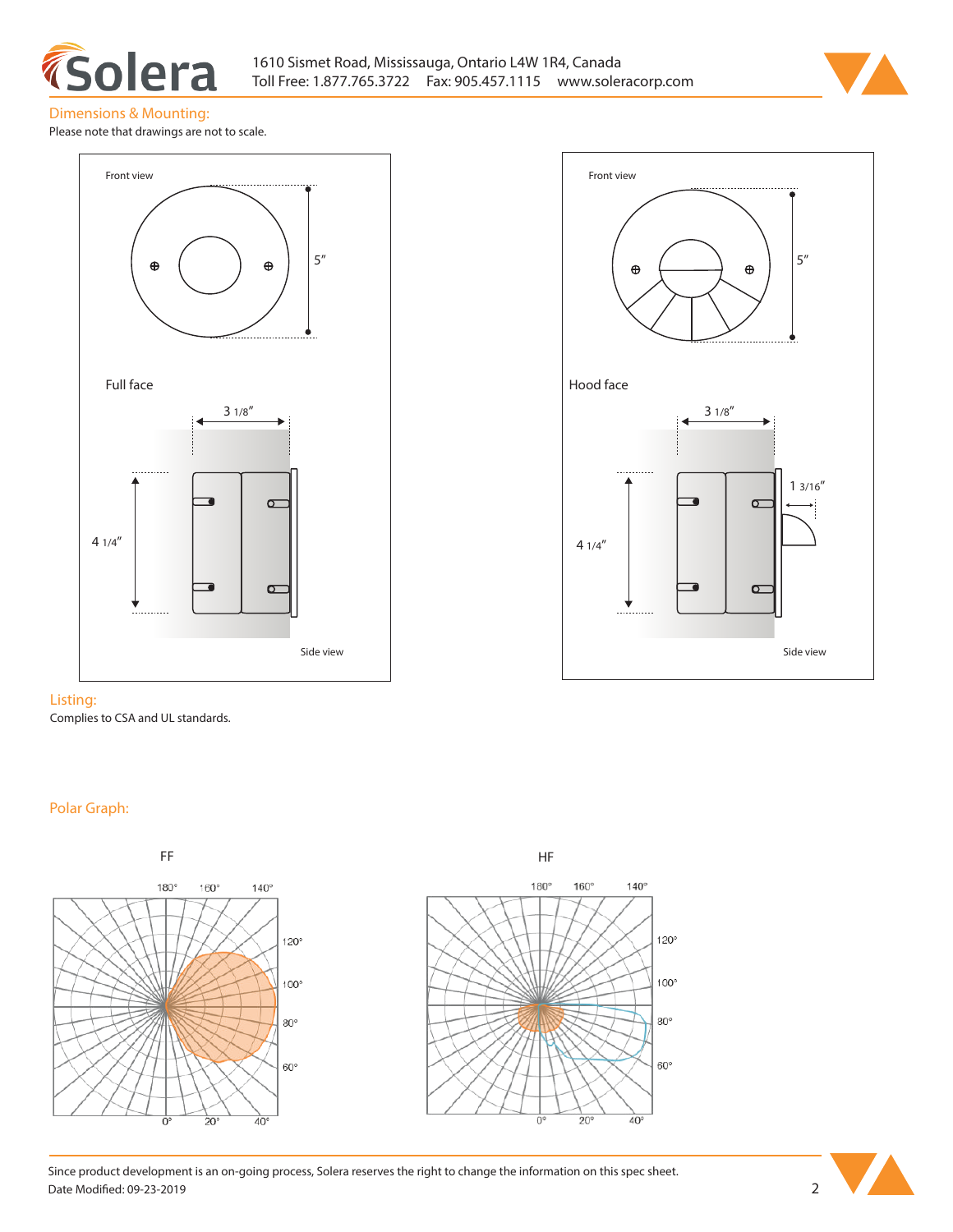1610 Sismet Road, Mississauga, Ontario L4W 1R4, Canada
Toll Free: 1.877.765.3722 Fax: 905.457.1115 www.soleracorp.com

## Dimensions & Mounting:

Please note that drawings are not to scale.

Front view

5″

Full face

3 1/8″

4 1/4″

Side view

Front view

5″

Hood face

3 1/8″

1 3/16″

4 1/4″

Side view

## Listing:

Complies to CSA and UL standards.

## Polar Graph:

FF

180° 160° 140°

120°

100°

80°

60°

0° 20° 40°

HF

180° 160° 140°

120°

100°

80°

60°

0° 20° 40°

Since product development is an on-going process, Solera reserves the right to change the information on this spec sheet.
Date Modified: 09-23-2019